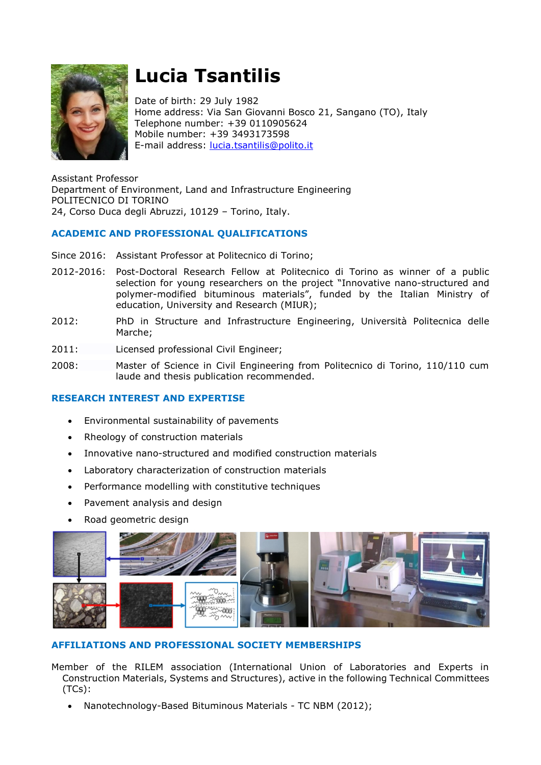# Lucia Tsantilis

Date of birth: 29 July 1982
Home address: Via San Giovanni Bosco 21, Sangano (TO), Italy
Telephone number: +39 0110905624
Mobile number: +39 3493173598
E-mail address: lucia.tsantilis@polito.it

Assistant Professor
Department of Environment, Land and Infrastructure Engineering
POLITECNICO DI TORINO
24, Corso Duca degli Abruzzi, 10129 – Torino, Italy.

## ACADEMIC AND PROFESSIONAL QUALIFICATIONS

Since 2016: Assistant Professor at Politecnico di Torino;

2012-2016: Post-Doctoral Research Fellow at Politecnico di Torino as winner of a public selection for young researchers on the project "Innovative nano-structured and polymer-modified bituminous materials", funded by the Italian Ministry of education, University and Research (MIUR);

2012: PhD in Structure and Infrastructure Engineering, Università Politecnica delle Marche;

2011: Licensed professional Civil Engineer;

2008: Master of Science in Civil Engineering from Politecnico di Torino, 110/110 cum laude and thesis publication recommended.

## RESEARCH INTEREST AND EXPERTISE

- Environmental sustainability of pavements
- Rheology of construction materials
- Innovative nano-structured and modified construction materials
- Laboratory characterization of construction materials
- Performance modelling with constitutive techniques
- Pavement analysis and design
- Road geometric design

## AFFILIATIONS AND PROFESSIONAL SOCIETY MEMBERSHIPS

Member of the RILEM association (International Union of Laboratories and Experts in Construction Materials, Systems and Structures), active in the following Technical Committees (TCs):

- Nanotechnology-Based Bituminous Materials - TC NBM (2012);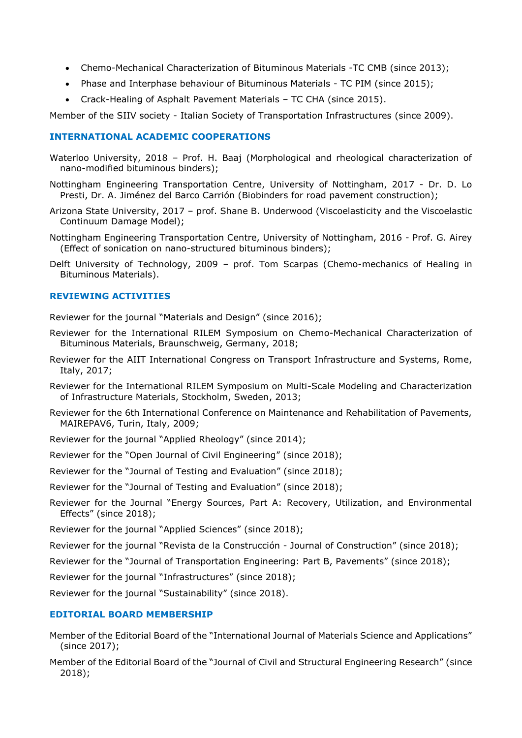- Chemo-Mechanical Characterization of Bituminous Materials -TC CMB (since 2013);
- Phase and Interphase behaviour of Bituminous Materials - TC PIM (since 2015);
- Crack-Healing of Asphalt Pavement Materials – TC CHA (since 2015).

Member of the SIIV society - Italian Society of Transportation Infrastructures (since 2009).

## INTERNATIONAL ACADEMIC COOPERATIONS

Waterloo University, 2018 – Prof. H. Baaj (Morphological and rheological characterization of nano-modified bituminous binders);

Nottingham Engineering Transportation Centre, University of Nottingham, 2017 - Dr. D. Lo Presti, Dr. A. Jiménez del Barco Carrión (Biobinders for road pavement construction);

Arizona State University, 2017 – prof. Shane B. Underwood (Viscoelasticity and the Viscoelastic Continuum Damage Model);

Nottingham Engineering Transportation Centre, University of Nottingham, 2016 - Prof. G. Airey (Effect of sonication on nano-structured bituminous binders);

Delft University of Technology, 2009 – prof. Tom Scarpas (Chemo-mechanics of Healing in Bituminous Materials).

## REVIEWING ACTIVITIES

Reviewer for the journal "Materials and Design" (since 2016);

Reviewer for the International RILEM Symposium on Chemo-Mechanical Characterization of Bituminous Materials, Braunschweig, Germany, 2018;

Reviewer for the AIIT International Congress on Transport Infrastructure and Systems, Rome, Italy, 2017;

Reviewer for the International RILEM Symposium on Multi-Scale Modeling and Characterization of Infrastructure Materials, Stockholm, Sweden, 2013;

Reviewer for the 6th International Conference on Maintenance and Rehabilitation of Pavements, MAIREPAV6, Turin, Italy, 2009;

Reviewer for the journal "Applied Rheology" (since 2014);

Reviewer for the "Open Journal of Civil Engineering" (since 2018);

Reviewer for the "Journal of Testing and Evaluation" (since 2018);

Reviewer for the "Journal of Testing and Evaluation" (since 2018);

Reviewer for the Journal "Energy Sources, Part A: Recovery, Utilization, and Environmental Effects" (since 2018);

Reviewer for the journal "Applied Sciences" (since 2018);

Reviewer for the journal "Revista de la Construcción - Journal of Construction" (since 2018);

Reviewer for the "Journal of Transportation Engineering: Part B, Pavements" (since 2018);

Reviewer for the journal "Infrastructures" (since 2018);

Reviewer for the journal "Sustainability" (since 2018).

## EDITORIAL BOARD MEMBERSHIP

Member of the Editorial Board of the "International Journal of Materials Science and Applications" (since 2017);

Member of the Editorial Board of the "Journal of Civil and Structural Engineering Research" (since 2018);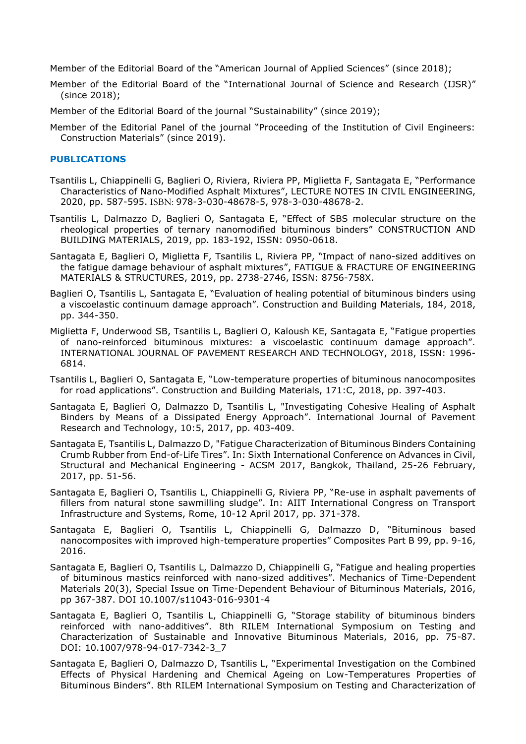Member of the Editorial Board of the "American Journal of Applied Sciences" (since 2018);

Member of the Editorial Board of the "International Journal of Science and Research (IJSR)" (since 2018);

Member of the Editorial Board of the journal "Sustainability" (since 2019);

Member of the Editorial Panel of the journal "Proceeding of the Institution of Civil Engineers: Construction Materials" (since 2019).

## PUBLICATIONS

Tsantilis L, Chiappinelli G, Baglieri O, Riviera, Riviera PP, Miglietta F, Santagata E, "Performance Characteristics of Nano-Modified Asphalt Mixtures", LECTURE NOTES IN CIVIL ENGINEERING, 2020, pp. 587-595. ISBN: 978-3-030-48678-5, 978-3-030-48678-2.

Tsantilis L, Dalmazzo D, Baglieri O, Santagata E, "Effect of SBS molecular structure on the rheological properties of ternary nanomodified bituminous binders" CONSTRUCTION AND BUILDING MATERIALS, 2019, pp. 183-192, ISSN: 0950-0618.

Santagata E, Baglieri O, Miglietta F, Tsantilis L, Riviera PP, "Impact of nano-sized additives on the fatigue damage behaviour of asphalt mixtures", FATIGUE & FRACTURE OF ENGINEERING MATERIALS & STRUCTURES, 2019, pp. 2738-2746, ISSN: 8756-758X.

Baglieri O, Tsantilis L, Santagata E, "Evaluation of healing potential of bituminous binders using a viscoelastic continuum damage approach". Construction and Building Materials, 184, 2018, pp. 344-350.

Miglietta F, Underwood SB, Tsantilis L, Baglieri O, Kaloush KE, Santagata E, "Fatigue properties of nano-reinforced bituminous mixtures: a viscoelastic continuum damage approach". INTERNATIONAL JOURNAL OF PAVEMENT RESEARCH AND TECHNOLOGY, 2018, ISSN: 1996-6814.

Tsantilis L, Baglieri O, Santagata E, "Low-temperature properties of bituminous nanocomposites for road applications". Construction and Building Materials, 171:C, 2018, pp. 397-403.

Santagata E, Baglieri O, Dalmazzo D, Tsantilis L, "Investigating Cohesive Healing of Asphalt Binders by Means of a Dissipated Energy Approach". International Journal of Pavement Research and Technology, 10:5, 2017, pp. 403-409.

Santagata E, Tsantilis L, Dalmazzo D, "Fatigue Characterization of Bituminous Binders Containing Crumb Rubber from End-of-Life Tires". In: Sixth International Conference on Advances in Civil, Structural and Mechanical Engineering - ACSM 2017, Bangkok, Thailand, 25-26 February, 2017, pp. 51-56.

Santagata E, Baglieri O, Tsantilis L, Chiappinelli G, Riviera PP, "Re-use in asphalt pavements of fillers from natural stone sawmilling sludge". In: AIIT International Congress on Transport Infrastructure and Systems, Rome, 10-12 April 2017, pp. 371-378.

Santagata E, Baglieri O, Tsantilis L, Chiappinelli G, Dalmazzo D, "Bituminous based nanocomposites with improved high-temperature properties" Composites Part B 99, pp. 9-16, 2016.

Santagata E, Baglieri O, Tsantilis L, Dalmazzo D, Chiappinelli G, "Fatigue and healing properties of bituminous mastics reinforced with nano-sized additives". Mechanics of Time-Dependent Materials 20(3), Special Issue on Time-Dependent Behaviour of Bituminous Materials, 2016, pp 367-387. DOI 10.1007/s11043-016-9301-4

Santagata E, Baglieri O, Tsantilis L, Chiappinelli G, "Storage stability of bituminous binders reinforced with nano-additives". 8th RILEM International Symposium on Testing and Characterization of Sustainable and Innovative Bituminous Materials, 2016, pp. 75-87. DOI: 10.1007/978-94-017-7342-3_7

Santagata E, Baglieri O, Dalmazzo D, Tsantilis L, "Experimental Investigation on the Combined Effects of Physical Hardening and Chemical Ageing on Low-Temperatures Properties of Bituminous Binders". 8th RILEM International Symposium on Testing and Characterization of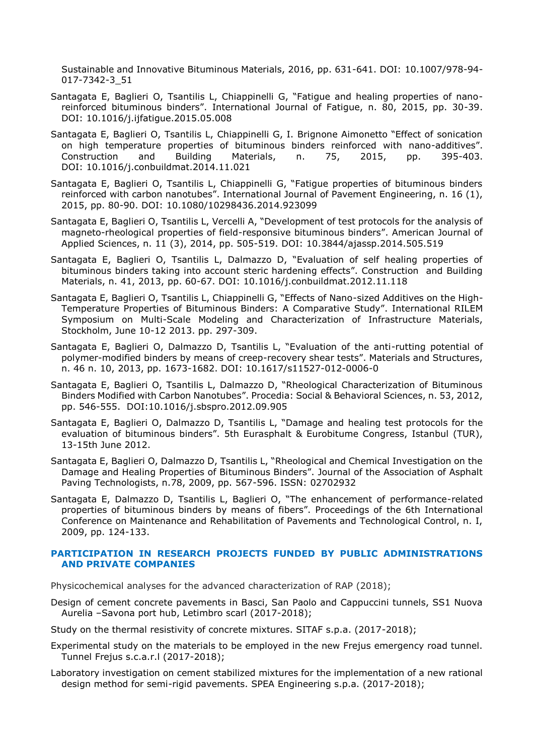Sustainable and Innovative Bituminous Materials, 2016, pp. 631-641. DOI: 10.1007/978-94-017-7342-3_51

Santagata E, Baglieri O, Tsantilis L, Chiappinelli G, "Fatigue and healing properties of nano-reinforced bituminous binders". International Journal of Fatigue, n. 80, 2015, pp. 30-39. DOI: 10.1016/j.ijfatigue.2015.05.008

Santagata E, Baglieri O, Tsantilis L, Chiappinelli G, I. Brignone Aimonetto "Effect of sonication on high temperature properties of bituminous binders reinforced with nano-additives". Construction and Building Materials, n. 75, 2015, pp. 395-403. DOI: 10.1016/j.conbuildmat.2014.11.021

Santagata E, Baglieri O, Tsantilis L, Chiappinelli G, "Fatigue properties of bituminous binders reinforced with carbon nanotubes". International Journal of Pavement Engineering, n. 16 (1), 2015, pp. 80-90. DOI: 10.1080/10298436.2014.923099

Santagata E, Baglieri O, Tsantilis L, Vercelli A, "Development of test protocols for the analysis of magneto-rheological properties of field-responsive bituminous binders". American Journal of Applied Sciences, n. 11 (3), 2014, pp. 505-519. DOI: 10.3844/ajassp.2014.505.519

Santagata E, Baglieri O, Tsantilis L, Dalmazzo D, "Evaluation of self healing properties of bituminous binders taking into account steric hardening effects". Construction and Building Materials, n. 41, 2013, pp. 60-67. DOI: 10.1016/j.conbuildmat.2012.11.118

Santagata E, Baglieri O, Tsantilis L, Chiappinelli G, "Effects of Nano-sized Additives on the High-Temperature Properties of Bituminous Binders: A Comparative Study". International RILEM Symposium on Multi-Scale Modeling and Characterization of Infrastructure Materials, Stockholm, June 10-12 2013. pp. 297-309.

Santagata E, Baglieri O, Dalmazzo D, Tsantilis L, "Evaluation of the anti-rutting potential of polymer-modified binders by means of creep-recovery shear tests". Materials and Structures, n. 46 n. 10, 2013, pp. 1673-1682. DOI: 10.1617/s11527-012-0006-0

Santagata E, Baglieri O, Tsantilis L, Dalmazzo D, "Rheological Characterization of Bituminous Binders Modified with Carbon Nanotubes". Procedia: Social & Behavioral Sciences, n. 53, 2012, pp. 546-555. DOI:10.1016/j.sbspro.2012.09.905

Santagata E, Baglieri O, Dalmazzo D, Tsantilis L, "Damage and healing test protocols for the evaluation of bituminous binders". 5th Eurasphalt & Eurobitume Congress, Istanbul (TUR), 13-15th June 2012.

Santagata E, Baglieri O, Dalmazzo D, Tsantilis L, "Rheological and Chemical Investigation on the Damage and Healing Properties of Bituminous Binders". Journal of the Association of Asphalt Paving Technologists, n.78, 2009, pp. 567-596. ISSN: 02702932

Santagata E, Dalmazzo D, Tsantilis L, Baglieri O, "The enhancement of performance-related properties of bituminous binders by means of fibers". Proceedings of the 6th International Conference on Maintenance and Rehabilitation of Pavements and Technological Control, n. I, 2009, pp. 124-133.

## PARTICIPATION IN RESEARCH PROJECTS FUNDED BY PUBLIC ADMINISTRATIONS AND PRIVATE COMPANIES

Physicochemical analyses for the advanced characterization of RAP (2018);

Design of cement concrete pavements in Basci, San Paolo and Cappuccini tunnels, SS1 Nuova Aurelia –Savona port hub, Letimbro scarl (2017-2018);

Study on the thermal resistivity of concrete mixtures. SITAF s.p.a. (2017-2018);

Experimental study on the materials to be employed in the new Frejus emergency road tunnel. Tunnel Frejus s.c.a.r.l (2017-2018);

Laboratory investigation on cement stabilized mixtures for the implementation of a new rational design method for semi-rigid pavements. SPEA Engineering s.p.a. (2017-2018);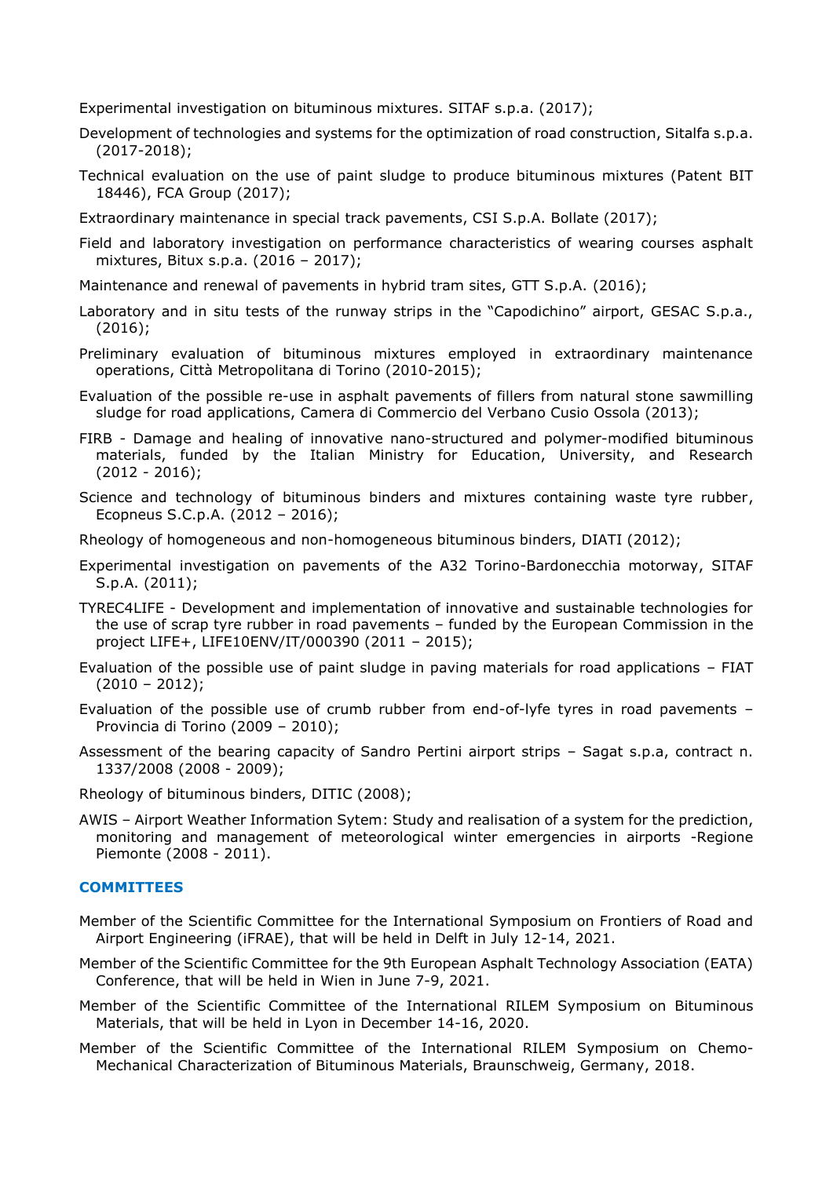Experimental investigation on bituminous mixtures. SITAF s.p.a. (2017);

Development of technologies and systems for the optimization of road construction, Sitalfa s.p.a. (2017-2018);

Technical evaluation on the use of paint sludge to produce bituminous mixtures (Patent BIT 18446), FCA Group (2017);

Extraordinary maintenance in special track pavements, CSI S.p.A. Bollate (2017);

Field and laboratory investigation on performance characteristics of wearing courses asphalt mixtures, Bitux s.p.a. (2016 – 2017);

Maintenance and renewal of pavements in hybrid tram sites, GTT S.p.A. (2016);

Laboratory and in situ tests of the runway strips in the "Capodichino" airport, GESAC S.p.a., (2016);

Preliminary evaluation of bituminous mixtures employed in extraordinary maintenance operations, Città Metropolitana di Torino (2010-2015);

Evaluation of the possible re-use in asphalt pavements of fillers from natural stone sawmilling sludge for road applications, Camera di Commercio del Verbano Cusio Ossola (2013);

FIRB - Damage and healing of innovative nano-structured and polymer-modified bituminous materials, funded by the Italian Ministry for Education, University, and Research (2012 - 2016);

Science and technology of bituminous binders and mixtures containing waste tyre rubber, Ecopneus S.C.p.A. (2012 – 2016);

Rheology of homogeneous and non-homogeneous bituminous binders, DIATI (2012);

Experimental investigation on pavements of the A32 Torino-Bardonecchia motorway, SITAF S.p.A. (2011);

TYREC4LIFE - Development and implementation of innovative and sustainable technologies for the use of scrap tyre rubber in road pavements – funded by the European Commission in the project LIFE+, LIFE10ENV/IT/000390 (2011 – 2015);

Evaluation of the possible use of paint sludge in paving materials for road applications – FIAT (2010 – 2012);

Evaluation of the possible use of crumb rubber from end-of-lyfe tyres in road pavements – Provincia di Torino (2009 – 2010);

Assessment of the bearing capacity of Sandro Pertini airport strips – Sagat s.p.a, contract n. 1337/2008 (2008 - 2009);

Rheology of bituminous binders, DITIC (2008);

AWIS – Airport Weather Information Sytem: Study and realisation of a system for the prediction, monitoring and management of meteorological winter emergencies in airports -Regione Piemonte (2008 - 2011).

## COMMITTEES

Member of the Scientific Committee for the International Symposium on Frontiers of Road and Airport Engineering (iFRAE), that will be held in Delft in July 12-14, 2021.

Member of the Scientific Committee for the 9th European Asphalt Technology Association (EATA) Conference, that will be held in Wien in June 7-9, 2021.

Member of the Scientific Committee of the International RILEM Symposium on Bituminous Materials, that will be held in Lyon in December 14-16, 2020.

Member of the Scientific Committee of the International RILEM Symposium on Chemo-Mechanical Characterization of Bituminous Materials, Braunschweig, Germany, 2018.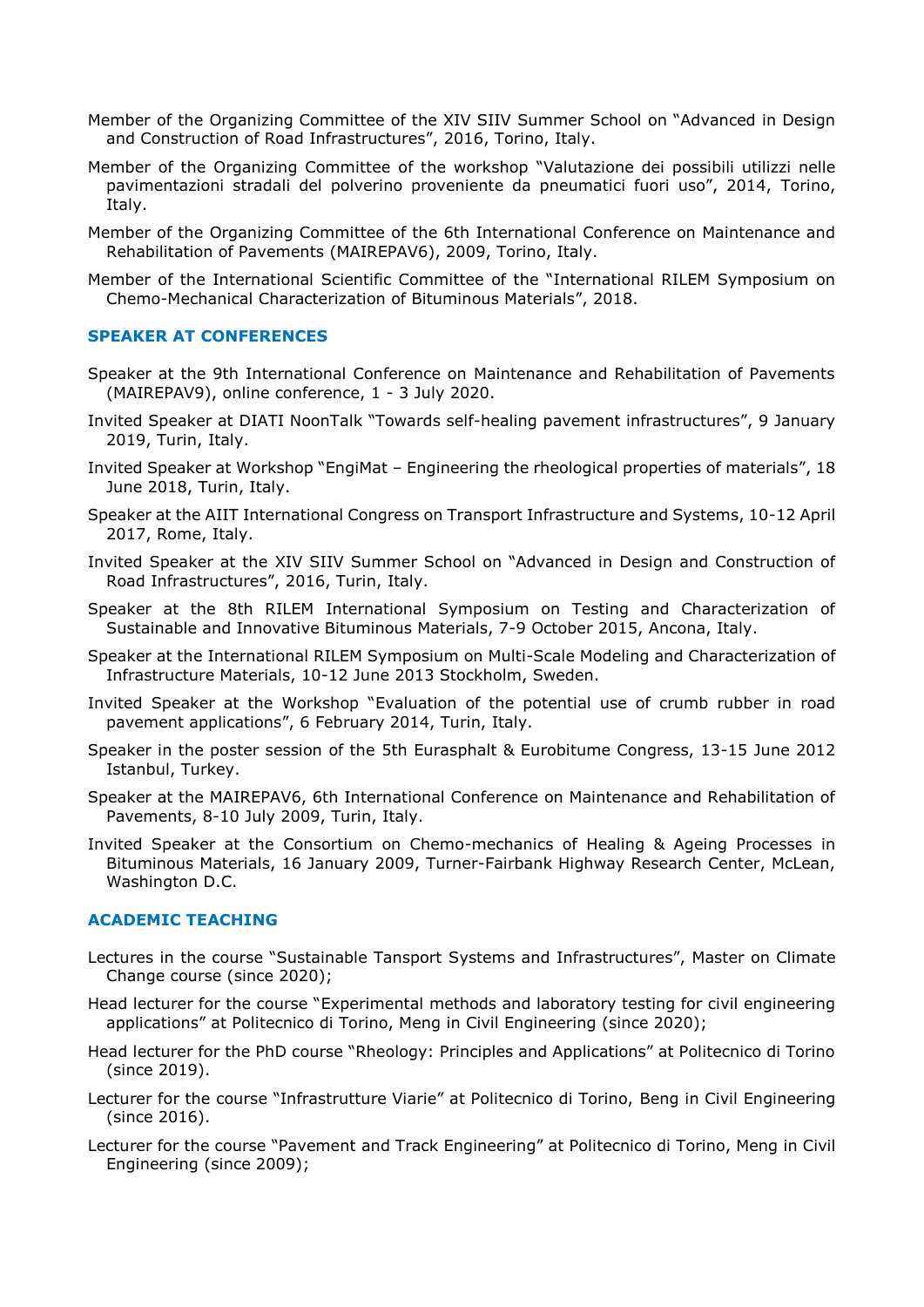Member of the Organizing Committee of the XIV SIIV Summer School on "Advanced in Design and Construction of Road Infrastructures", 2016, Torino, Italy.

Member of the Organizing Committee of the workshop "Valutazione dei possibili utilizzi nelle pavimentazioni stradali del polverino proveniente da pneumatici fuori uso", 2014, Torino, Italy.

Member of the Organizing Committee of the 6th International Conference on Maintenance and Rehabilitation of Pavements (MAIREPAV6), 2009, Torino, Italy.

Member of the International Scientific Committee of the "International RILEM Symposium on Chemo-Mechanical Characterization of Bituminous Materials", 2018.

## SPEAKER AT CONFERENCES

Speaker at the 9th International Conference on Maintenance and Rehabilitation of Pavements (MAIREPAV9), online conference, 1 - 3 July 2020.

Invited Speaker at DIATI NoonTalk "Towards self-healing pavement infrastructures", 9 January 2019, Turin, Italy.

Invited Speaker at Workshop "EngiMat – Engineering the rheological properties of materials", 18 June 2018, Turin, Italy.

Speaker at the AIIT International Congress on Transport Infrastructure and Systems, 10-12 April 2017, Rome, Italy.

Invited Speaker at the XIV SIIV Summer School on "Advanced in Design and Construction of Road Infrastructures", 2016, Turin, Italy.

Speaker at the 8th RILEM International Symposium on Testing and Characterization of Sustainable and Innovative Bituminous Materials, 7-9 October 2015, Ancona, Italy.

Speaker at the International RILEM Symposium on Multi-Scale Modeling and Characterization of Infrastructure Materials, 10-12 June 2013 Stockholm, Sweden.

Invited Speaker at the Workshop "Evaluation of the potential use of crumb rubber in road pavement applications", 6 February 2014, Turin, Italy.

Speaker in the poster session of the 5th Eurasphalt & Eurobitume Congress, 13-15 June 2012 Istanbul, Turkey.

Speaker at the MAIREPAV6, 6th International Conference on Maintenance and Rehabilitation of Pavements, 8-10 July 2009, Turin, Italy.

Invited Speaker at the Consortium on Chemo-mechanics of Healing & Ageing Processes in Bituminous Materials, 16 January 2009, Turner-Fairbank Highway Research Center, McLean, Washington D.C.

## ACADEMIC TEACHING

Lectures in the course "Sustainable Tansport Systems and Infrastructures", Master on Climate Change course (since 2020);

Head lecturer for the course "Experimental methods and laboratory testing for civil engineering applications" at Politecnico di Torino, Meng in Civil Engineering (since 2020);

Head lecturer for the PhD course "Rheology: Principles and Applications" at Politecnico di Torino (since 2019).

Lecturer for the course "Infrastrutture Viarie" at Politecnico di Torino, Beng in Civil Engineering (since 2016).

Lecturer for the course "Pavement and Track Engineering" at Politecnico di Torino, Meng in Civil Engineering (since 2009);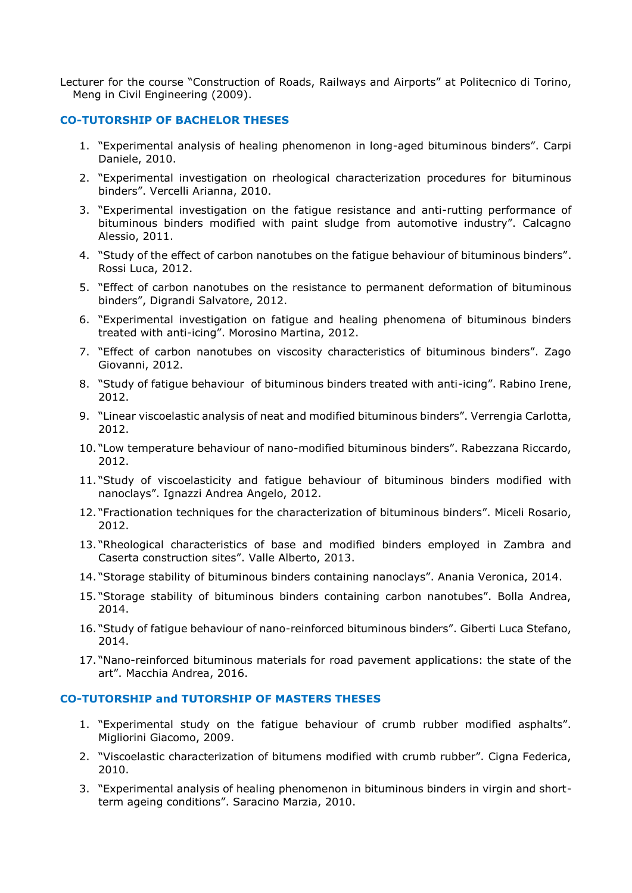Lecturer for the course "Construction of Roads, Railways and Airports" at Politecnico di Torino, Meng in Civil Engineering (2009).

## CO-TUTORSHIP OF BACHELOR THESES

1. "Experimental analysis of healing phenomenon in long-aged bituminous binders". Carpi Daniele, 2010.
2. "Experimental investigation on rheological characterization procedures for bituminous binders". Vercelli Arianna, 2010.
3. "Experimental investigation on the fatigue resistance and anti-rutting performance of bituminous binders modified with paint sludge from automotive industry". Calcagno Alessio, 2011.
4. "Study of the effect of carbon nanotubes on the fatigue behaviour of bituminous binders". Rossi Luca, 2012.
5. "Effect of carbon nanotubes on the resistance to permanent deformation of bituminous binders", Digrandi Salvatore, 2012.
6. "Experimental investigation on fatigue and healing phenomena of bituminous binders treated with anti-icing". Morosino Martina, 2012.
7. "Effect of carbon nanotubes on viscosity characteristics of bituminous binders". Zago Giovanni, 2012.
8. "Study of fatigue behaviour of bituminous binders treated with anti-icing". Rabino Irene, 2012.
9. "Linear viscoelastic analysis of neat and modified bituminous binders". Verrengia Carlotta, 2012.
10. "Low temperature behaviour of nano-modified bituminous binders". Rabezzana Riccardo, 2012.
11. "Study of viscoelasticity and fatigue behaviour of bituminous binders modified with nanoclays". Ignazzi Andrea Angelo, 2012.
12. "Fractionation techniques for the characterization of bituminous binders". Miceli Rosario, 2012.
13. "Rheological characteristics of base and modified binders employed in Zambra and Caserta construction sites". Valle Alberto, 2013.
14. "Storage stability of bituminous binders containing nanoclays". Anania Veronica, 2014.
15. "Storage stability of bituminous binders containing carbon nanotubes". Bolla Andrea, 2014.
16. "Study of fatigue behaviour of nano-reinforced bituminous binders". Giberti Luca Stefano, 2014.
17. "Nano-reinforced bituminous materials for road pavement applications: the state of the art". Macchia Andrea, 2016.

## CO-TUTORSHIP and TUTORSHIP OF MASTERS THESES

1. "Experimental study on the fatigue behaviour of crumb rubber modified asphalts". Migliorini Giacomo, 2009.
2. "Viscoelastic characterization of bitumens modified with crumb rubber". Cigna Federica, 2010.
3. "Experimental analysis of healing phenomenon in bituminous binders in virgin and short-term ageing conditions". Saracino Marzia, 2010.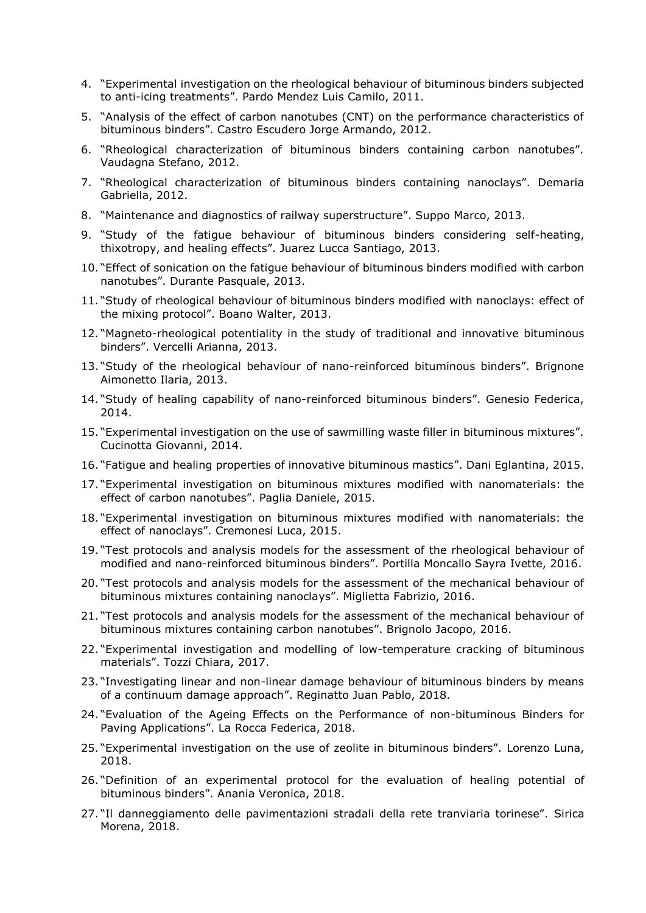4. “Experimental investigation on the rheological behaviour of bituminous binders subjected to anti-icing treatments”. Pardo Mendez Luis Camilo, 2011.
5. “Analysis of the effect of carbon nanotubes (CNT) on the performance characteristics of bituminous binders”. Castro Escudero Jorge Armando, 2012.
6. “Rheological characterization of bituminous binders containing carbon nanotubes”. Vaudagna Stefano, 2012.
7. “Rheological characterization of bituminous binders containing nanoclays”. Demaria Gabriella, 2012.
8. “Maintenance and diagnostics of railway superstructure”. Suppo Marco, 2013.
9. “Study of the fatigue behaviour of bituminous binders considering self-heating, thixotropy, and healing effects”. Juarez Lucca Santiago, 2013.
10. “Effect of sonication on the fatigue behaviour of bituminous binders modified with carbon nanotubes”. Durante Pasquale, 2013.
11. “Study of rheological behaviour of bituminous binders modified with nanoclays: effect of the mixing protocol”. Boano Walter, 2013.
12. “Magneto-rheological potentiality in the study of traditional and innovative bituminous binders”. Vercelli Arianna, 2013.
13. “Study of the rheological behaviour of nano-reinforced bituminous binders”. Brignone Aimonetto Ilaria, 2013.
14. “Study of healing capability of nano-reinforced bituminous binders”. Genesio Federica, 2014.
15. “Experimental investigation on the use of sawmilling waste filler in bituminous mixtures”. Cucinotta Giovanni, 2014.
16. “Fatigue and healing properties of innovative bituminous mastics”. Dani Eglantina, 2015.
17. “Experimental investigation on bituminous mixtures modified with nanomaterials: the effect of carbon nanotubes”. Paglia Daniele, 2015.
18. “Experimental investigation on bituminous mixtures modified with nanomaterials: the effect of nanoclays”. Cremonesi Luca, 2015.
19. “Test protocols and analysis models for the assessment of the rheological behaviour of modified and nano-reinforced bituminous binders”. Portilla Moncallo Sayra Ivette, 2016.
20. “Test protocols and analysis models for the assessment of the mechanical behaviour of bituminous mixtures containing nanoclays”. Miglietta Fabrizio, 2016.
21. “Test protocols and analysis models for the assessment of the mechanical behaviour of bituminous mixtures containing carbon nanotubes”. Brignolo Jacopo, 2016.
22. “Experimental investigation and modelling of low-temperature cracking of bituminous materials”. Tozzi Chiara, 2017.
23. “Investigating linear and non-linear damage behaviour of bituminous binders by means of a continuum damage approach”. Reginatto Juan Pablo, 2018.
24. “Evaluation of the Ageing Effects on the Performance of non-bituminous Binders for Paving Applications”. La Rocca Federica, 2018.
25. “Experimental investigation on the use of zeolite in bituminous binders”. Lorenzo Luna, 2018.
26. “Definition of an experimental protocol for the evaluation of healing potential of bituminous binders”. Anania Veronica, 2018.
27. “Il danneggiamento delle pavimentazioni stradali della rete tranviaria torinese”. Sirica Morena, 2018.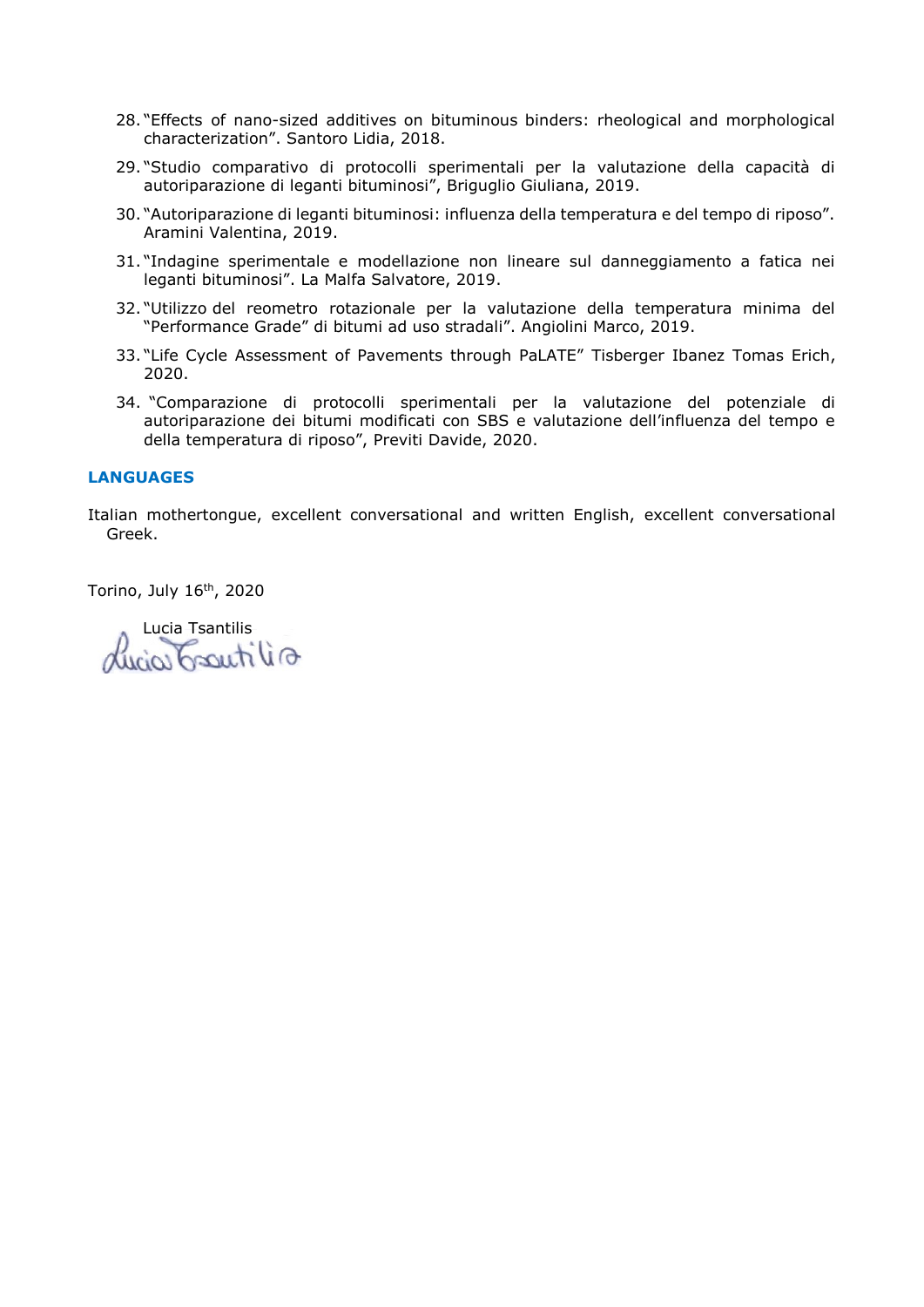28. "Effects of nano-sized additives on bituminous binders: rheological and morphological characterization". Santoro Lidia, 2018.
29. "Studio comparativo di protocolli sperimentali per la valutazione della capacità di autoriparazione di leganti bituminosi", Briguglio Giuliana, 2019.
30. "Autoriparazione di leganti bituminosi: influenza della temperatura e del tempo di riposo". Aramini Valentina, 2019.
31. "Indagine sperimentale e modellazione non lineare sul danneggiamento a fatica nei leganti bituminosi". La Malfa Salvatore, 2019.
32. "Utilizzo del reometro rotazionale per la valutazione della temperatura minima del "Performance Grade" di bitumi ad uso stradali". Angiolini Marco, 2019.
33. "Life Cycle Assessment of Pavements through PaLATE" Tisberger Ibanez Tomas Erich, 2020.
34. "Comparazione di protocolli sperimentali per la valutazione del potenziale di autoriparazione dei bitumi modificati con SBS e valutazione dell'influenza del tempo e della temperatura di riposo", Previti Davide, 2020.

## LANGUAGES

Italian mothertongue, excellent conversational and written English, excellent conversational Greek.

Torino, July 16th, 2020

Lucia Tsantilis